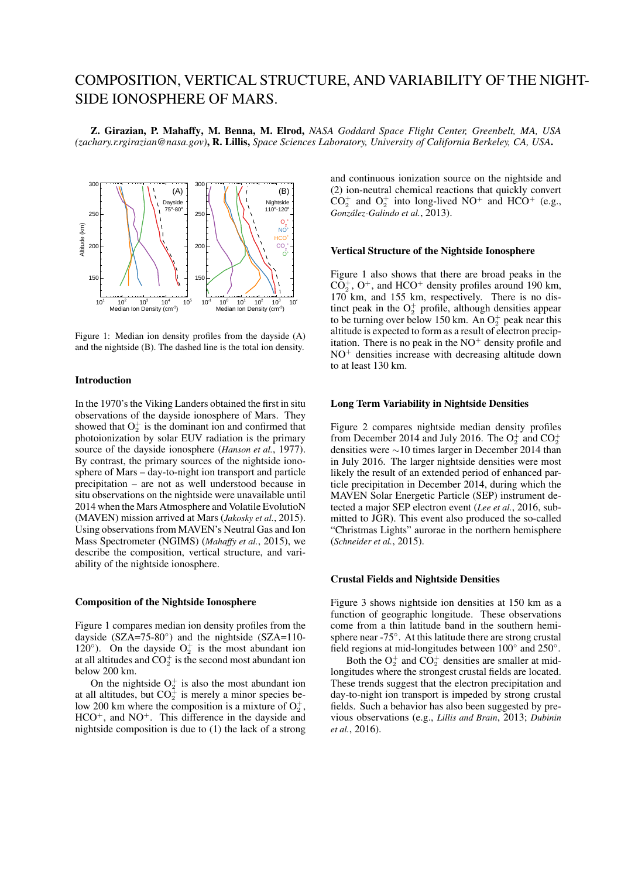# COMPOSITION, VERTICAL STRUCTURE, AND VARIABILITY OF THE NIGHT-SIDE IONOSPHERE OF MARS.

**Z. Girazian, P. Mahaffy, M. Benna, M. Elrod,** *NASA Goddard Space Flight Center, Greenbelt, MA, USA (zachary.r.rgirazian@nasa.gov)*, **R. Lillis,** *Space Sciences Laboratory, University of California Berkeley, CA, USA*.

Figure 1: Median ion density profiles from the dayside (A) and the nightside (B). The dashed line is the total ion density.

## Introduction

In the 1970's the Viking Landers obtained the first in situ observations of the dayside ionosphere of Mars. They showed that $O_2^+$ is the dominant ion and confirmed that photoionization by solar EUV radiation is the primary source of the dayside ionosphere (*Hanson et al.*, 1977). By contrast, the primary sources of the nightside ionosphere of Mars – day-to-night ion transport and particle precipitation – are not as well understood because in situ observations on the nightside were unavailable until 2014 when the Mars Atmosphere and Volatile EvolutioN (MAVEN) mission arrived at Mars (*Jakosky et al.*, 2015). Using observations from MAVEN's Neutral Gas and Ion Mass Spectrometer (NGIMS) (*Mahaffy et al.*, 2015), we describe the composition, vertical structure, and variability of the nightside ionosphere.

## Composition of the Nightside Ionosphere

Figure 1 compares median ion density profiles from the dayside (SZA=75-80°) and the nightside (SZA=110-120°). On the dayside $O_2^+$ is the most abundant ion at all altitudes and $CO_2^+$ is the second most abundant ion below 200 km.

On the nightside $O_2^+$ is also the most abundant ion at all altitudes, but $CO_2^+$ is merely a minor species below 200 km where the composition is a mixture of $O_2^+$, $HCO^+$, and $NO^+$. This difference in the dayside and nightside composition is due to (1) the lack of a strong and continuous ionization source on the nightside and (2) ion-neutral chemical reactions that quickly convert $CO_2^+$ and $O_2^+$ into long-lived $NO^+$ and $HCO^+$ (e.g., *González-Galindo et al.*, 2013).

## Vertical Structure of the Nightside Ionosphere

Figure 1 also shows that there are broad peaks in the $CO_2^+$, $O^+$, and $HCO^+$ density profiles around 190 km, 170 km, and 155 km, respectively. There is no distinct peak in the $O_2^+$ profile, although densities appear to be turning over below 150 km. An $O_2^+$ peak near this altitude is expected to form as a result of electron precipitation. There is no peak in the $NO^+$ density profile and $NO^+$ densities increase with decreasing altitude down to at least 130 km.

## Long Term Variability in Nightside Densities

Figure 2 compares nightside median density profiles from December 2014 and July 2016. The $O_2^+$ and $CO_2^+$ densities were ~10 times larger in December 2014 than in July 2016. The larger nightside densities were most likely the result of an extended period of enhanced particle precipitation in December 2014, during which the MAVEN Solar Energetic Particle (SEP) instrument detected a major SEP electron event (*Lee et al.*, 2016, submitted to JGR). This event also produced the so-called "Christmas Lights" aurorae in the northern hemisphere (*Schneider et al.*, 2015).

## Crustal Fields and Nightside Densities

Figure 3 shows nightside ion densities at 150 km as a function of geographic longitude. These observations come from a thin latitude band in the southern hemisphere near -75°. At this latitude there are strong crustal field regions at mid-longitudes between 100° and 250°.

Both the $O_2^+$ and $CO_2^+$ densities are smaller at mid-longitudes where the strongest crustal fields are located. These trends suggest that the electron precipitation and day-to-night ion transport is impeded by strong crustal fields. Such a behavior has also been suggested by previous observations (e.g., *Lillis and Brain*, 2013; *Dubinin et al.*, 2016).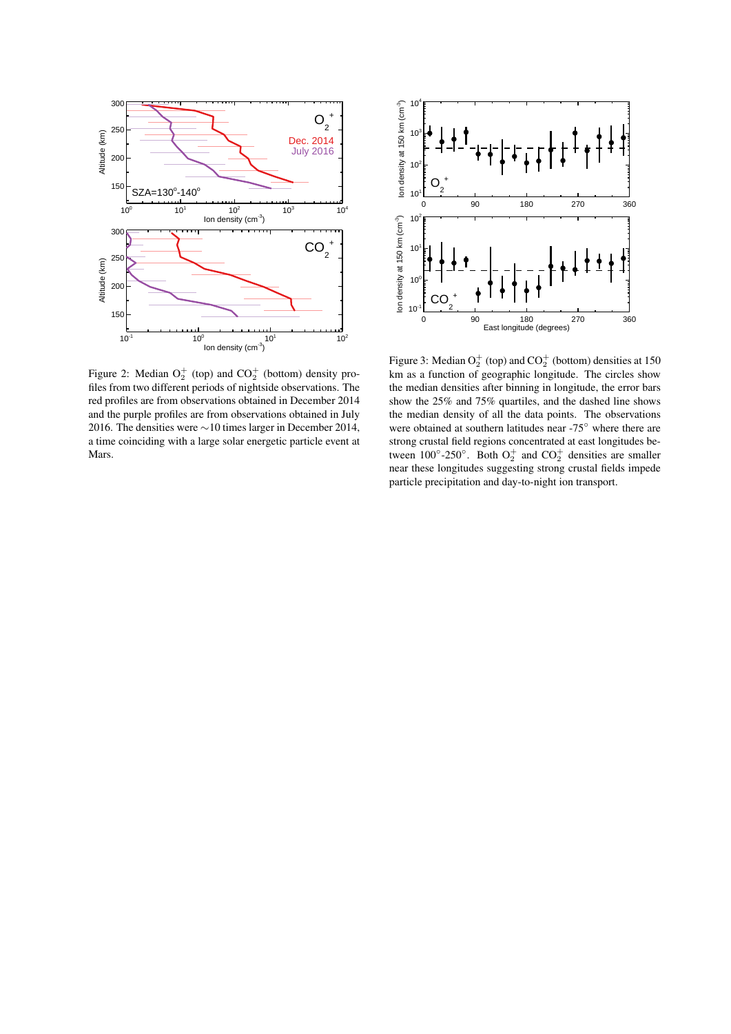Figure 2: Median $O_2^+$ (top) and $CO_2^+$ (bottom) density profiles from two different periods of nightside observations. The red profiles are from observations obtained in December 2014 and the purple profiles are from observations obtained in July 2016. The densities were ∼10 times larger in December 2014, a time coinciding with a large solar energetic particle event at Mars.

Figure 3: Median $O_2^+$ (top) and $CO_2^+$ (bottom) densities at 150 km as a function of geographic longitude. The circles show the median densities after binning in longitude, the error bars show the 25% and 75% quartiles, and the dashed line shows the median density of all the data points. The observations were obtained at southern latitudes near -75° where there are strong crustal field regions concentrated at east longitudes between 100°-250°. Both $O_2^+$ and $CO_2^+$ densities are smaller near these longitudes suggesting strong crustal fields impede particle precipitation and day-to-night ion transport.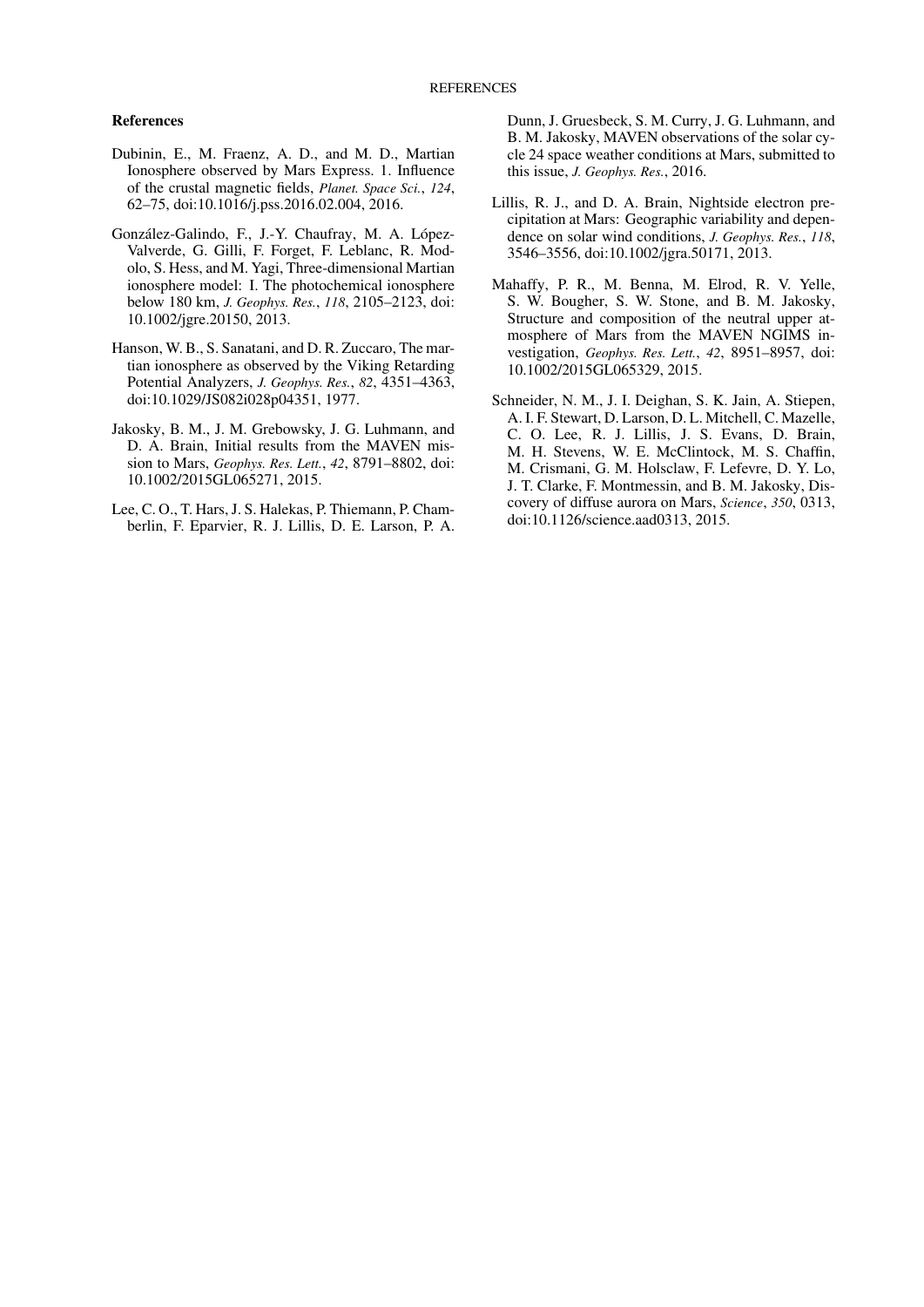## References

Dubinin, E., M. Fraenz, A. D., and M. D., Martian Ionosphere observed by Mars Express. 1. Influence of the crustal magnetic fields, *Planet. Space Sci.*, *124*, 62–75, doi:10.1016/j.pss.2016.02.004, 2016.

González-Galindo, F., J.-Y. Chaufray, M. A. López-Valverde, G. Gilli, F. Forget, F. Leblanc, R. Modolo, S. Hess, and M. Yagi, Three-dimensional Martian ionosphere model: I. The photochemical ionosphere below 180 km, *J. Geophys. Res.*, *118*, 2105–2123, doi: 10.1002/jgre.20150, 2013.

Hanson, W. B., S. Sanatani, and D. R. Zuccaro, The martian ionosphere as observed by the Viking Retarding Potential Analyzers, *J. Geophys. Res.*, *82*, 4351–4363, doi:10.1029/JS082i028p04351, 1977.

Jakosky, B. M., J. M. Grebowsky, J. G. Luhmann, and D. A. Brain, Initial results from the MAVEN mission to Mars, *Geophys. Res. Lett.*, *42*, 8791–8802, doi: 10.1002/2015GL065271, 2015.

Lee, C. O., T. Hars, J. S. Halekas, P. Thiemann, P. Chamberlin, F. Eparvier, R. J. Lillis, D. E. Larson, P. A. Dunn, J. Gruesbeck, S. M. Curry, J. G. Luhmann, and B. M. Jakosky, MAVEN observations of the solar cycle 24 space weather conditions at Mars, submitted to this issue, *J. Geophys. Res.*, 2016.

Lillis, R. J., and D. A. Brain, Nightside electron precipitation at Mars: Geographic variability and dependence on solar wind conditions, *J. Geophys. Res.*, *118*, 3546–3556, doi:10.1002/jgra.50171, 2013.

Mahaffy, P. R., M. Benna, M. Elrod, R. V. Yelle, S. W. Bougher, S. W. Stone, and B. M. Jakosky, Structure and composition of the neutral upper atmosphere of Mars from the MAVEN NGIMS investigation, *Geophys. Res. Lett.*, *42*, 8951–8957, doi: 10.1002/2015GL065329, 2015.

Schneider, N. M., J. I. Deighan, S. K. Jain, A. Stiepen, A. I. F. Stewart, D. Larson, D. L. Mitchell, C. Mazelle, C. O. Lee, R. J. Lillis, J. S. Evans, D. Brain, M. H. Stevens, W. E. McClintock, M. S. Chaffin, M. Crismani, G. M. Holsclaw, F. Lefevre, D. Y. Lo, J. T. Clarke, F. Montmessin, and B. M. Jakosky, Discovery of diffuse aurora on Mars, *Science*, *350*, 0313, doi:10.1126/science.aad0313, 2015.